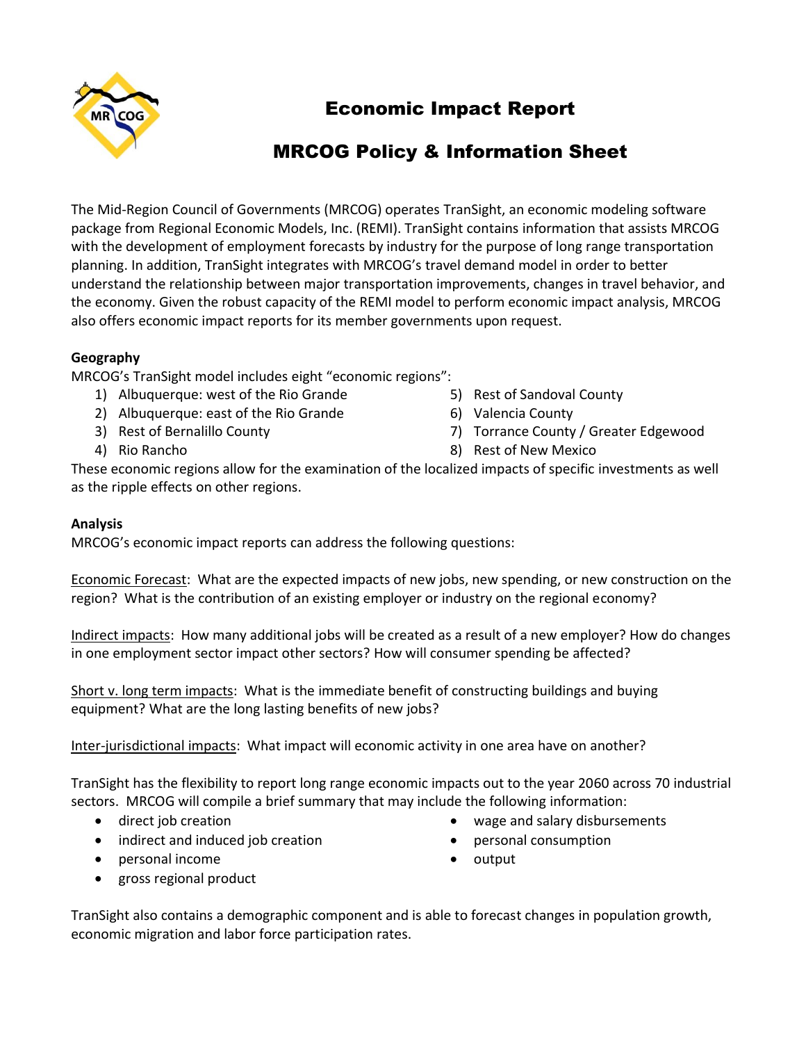# Economic Impact Report

## MRCOG Policy & Information Sheet

The Mid-Region Council of Governments (MRCOG) operates TranSight, an economic modeling software package from Regional Economic Models, Inc. (REMI). TranSight contains information that assists MRCOG with the development of employment forecasts by industry for the purpose of long range transportation planning. In addition, TranSight integrates with MRCOG's travel demand model in order to better understand the relationship between major transportation improvements, changes in travel behavior, and the economy. Given the robust capacity of the REMI model to perform economic impact analysis, MRCOG also offers economic impact reports for its member governments upon request.

**Geography**

MRCOG's TranSight model includes eight "economic regions":

1) Albuquerque: west of the Rio Grande
2) Albuquerque: east of the Rio Grande
3) Rest of Bernalillo County
4) Rio Rancho
5) Rest of Sandoval County
6) Valencia County
7) Torrance County / Greater Edgewood
8) Rest of New Mexico

These economic regions allow for the examination of the localized impacts of specific investments as well as the ripple effects on other regions.

**Analysis**

MRCOG's economic impact reports can address the following questions:

Economic Forecast: What are the expected impacts of new jobs, new spending, or new construction on the region? What is the contribution of an existing employer or industry on the regional economy?

Indirect impacts: How many additional jobs will be created as a result of a new employer? How do changes in one employment sector impact other sectors? How will consumer spending be affected?

Short v. long term impacts: What is the immediate benefit of constructing buildings and buying equipment? What are the long lasting benefits of new jobs?

Inter-jurisdictional impacts: What impact will economic activity in one area have on another?

TranSight has the flexibility to report long range economic impacts out to the year 2060 across 70 industrial sectors. MRCOG will compile a brief summary that may include the following information:

- direct job creation
- indirect and induced job creation
- personal income
- gross regional product
- wage and salary disbursements
- personal consumption
- output

TranSight also contains a demographic component and is able to forecast changes in population growth, economic migration and labor force participation rates.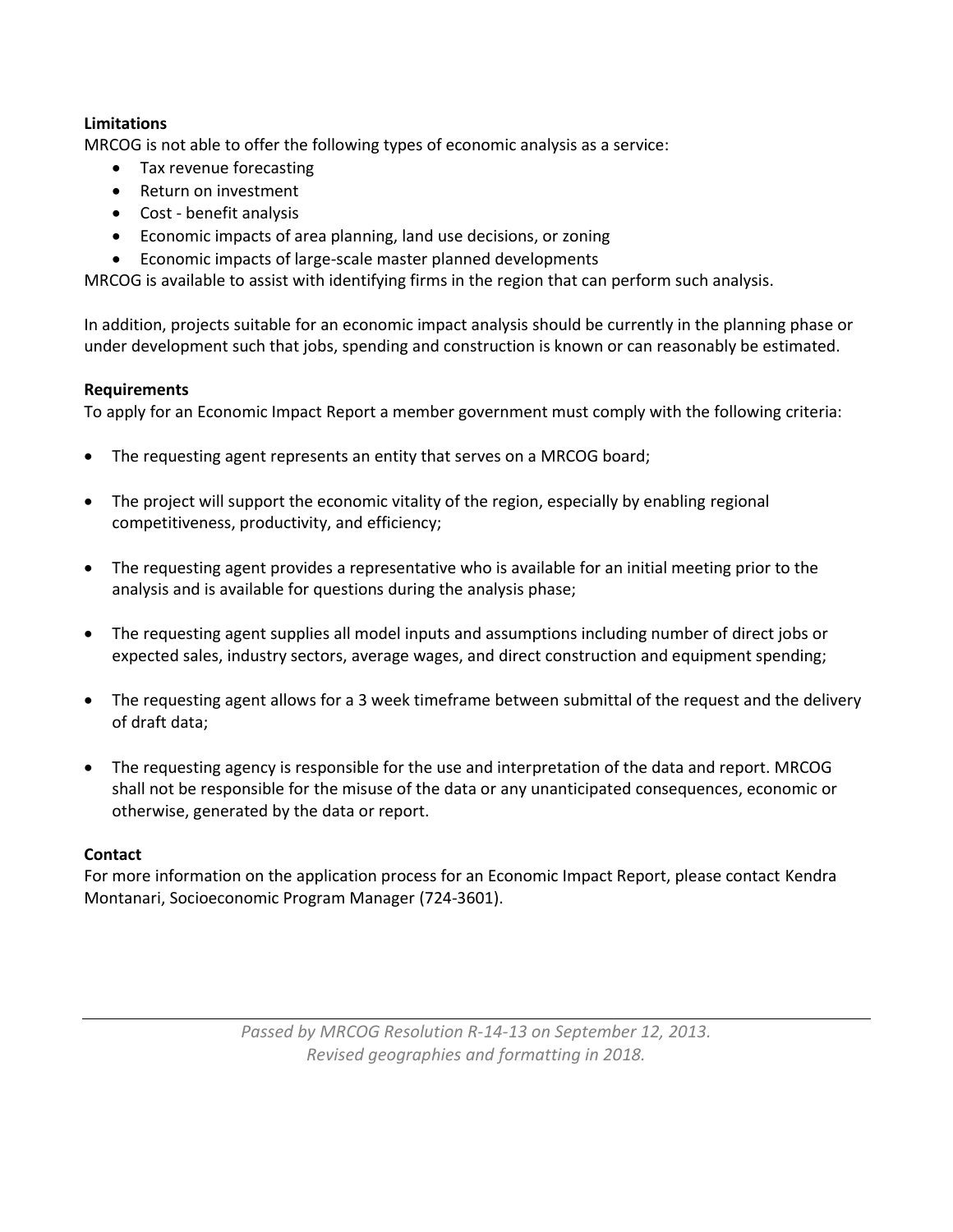**Limitations**

MRCOG is not able to offer the following types of economic analysis as a service:

- Tax revenue forecasting
- Return on investment
- Cost - benefit analysis
- Economic impacts of area planning, land use decisions, or zoning
- Economic impacts of large-scale master planned developments

MRCOG is available to assist with identifying firms in the region that can perform such analysis.

In addition, projects suitable for an economic impact analysis should be currently in the planning phase or under development such that jobs, spending and construction is known or can reasonably be estimated.

**Requirements**

To apply for an Economic Impact Report a member government must comply with the following criteria:

- The requesting agent represents an entity that serves on a MRCOG board;
- The project will support the economic vitality of the region, especially by enabling regional competitiveness, productivity, and efficiency;
- The requesting agent provides a representative who is available for an initial meeting prior to the analysis and is available for questions during the analysis phase;
- The requesting agent supplies all model inputs and assumptions including number of direct jobs or expected sales, industry sectors, average wages, and direct construction and equipment spending;
- The requesting agent allows for a 3 week timeframe between submittal of the request and the delivery of draft data;
- The requesting agency is responsible for the use and interpretation of the data and report. MRCOG shall not be responsible for the misuse of the data or any unanticipated consequences, economic or otherwise, generated by the data or report.

**Contact**

For more information on the application process for an Economic Impact Report, please contact Kendra Montanari, Socioeconomic Program Manager (724-3601).

---

*Passed by MRCOG Resolution R-14-13 on September 12, 2013.*
*Revised geographies and formatting in 2018.*